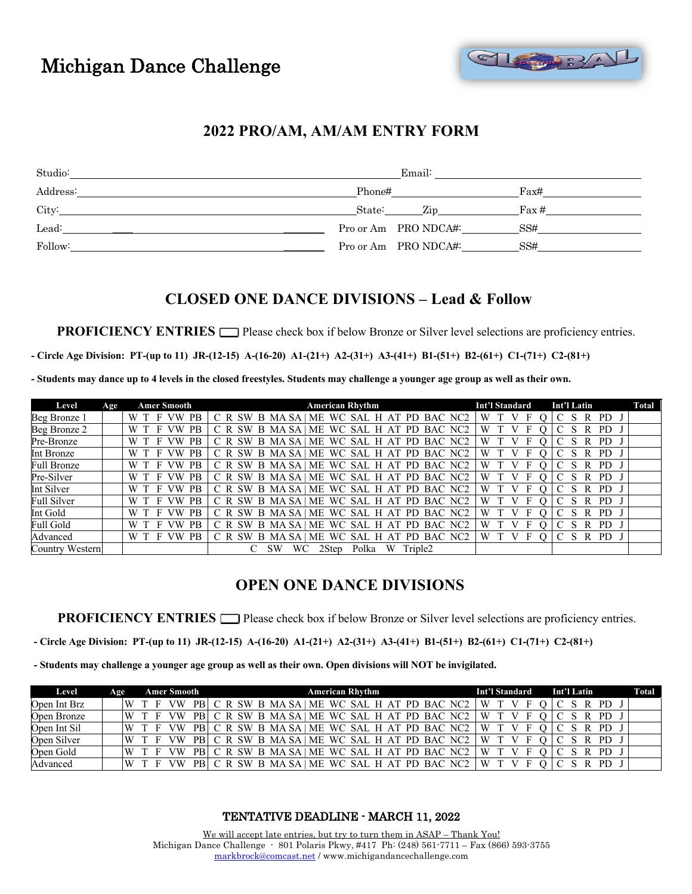# Michigan Dance Challenge

## 2022 PRO/AM, AM/AM ENTRY FORM

Studio: ______________________________ Email: ______________________________

Address: ______________________________ Phone# ______________ Fax# ______________

City: ______________________________ State: ______ Zip ______________ Fax # ______________

Lead: ______________________________ Pro or Am PRO NDCA#: ______________ SS# ______________

Follow: ______________________________ Pro or Am PRO NDCA#: ______________ SS# ______________

## CLOSED ONE DANCE DIVISIONS – Lead & Follow

**PROFICIENCY ENTRIES** ☐ Please check box if below Bronze or Silver level selections are proficiency entries.

**- Circle Age Division: PT-(up to 11) JR-(12-15) A-(16-20) A1-(21+) A2-(31+) A3-(41+) B1-(51+) B2-(61+) C1-(71+) C2-(81+)**

**- Students may dance up to 4 levels in the closed freestyles. Students may challenge a younger age group as well as their own.**

| Level | Age | Amer Smooth | American Rhythm | Int'l Standard | Int'l Latin | Total |
|---|---|---|---|---|---|---|
| Beg Bronze 1 | | W T F VW PB | C R SW B MA SA \| ME WC SAL H AT PD BAC NC2 | W T V F Q | C S R PD J | |
| Beg Bronze 2 | | W T F VW PB | C R SW B MA SA \| ME WC SAL H AT PD BAC NC2 | W T V F Q | C S R PD J | |
| Pre-Bronze | | W T F VW PB | C R SW B MA SA \| ME WC SAL H AT PD BAC NC2 | W T V F Q | C S R PD J | |
| Int Bronze | | W T F VW PB | C R SW B MA SA \| ME WC SAL H AT PD BAC NC2 | W T V F Q | C S R PD J | |
| Full Bronze | | W T F VW PB | C R SW B MA SA \| ME WC SAL H AT PD BAC NC2 | W T V F Q | C S R PD J | |
| Pre-Silver | | W T F VW PB | C R SW B MA SA \| ME WC SAL H AT PD BAC NC2 | W T V F Q | C S R PD J | |
| Int Silver | | W T F VW PB | C R SW B MA SA \| ME WC SAL H AT PD BAC NC2 | W T V F Q | C S R PD J | |
| Full Silver | | W T F VW PB | C R SW B MA SA \| ME WC SAL H AT PD BAC NC2 | W T V F Q | C S R PD J | |
| Int Gold | | W T F VW PB | C R SW B MA SA \| ME WC SAL H AT PD BAC NC2 | W T V F Q | C S R PD J | |
| Full Gold | | W T F VW PB | C R SW B MA SA \| ME WC SAL H AT PD BAC NC2 | W T V F Q | C S R PD J | |
| Advanced | | W T F VW PB | C R SW B MA SA \| ME WC SAL H AT PD BAC NC2 | W T V F Q | C S R PD J | |
| Country Western | | | C SW WC 2Step Polka W Triple2 | | | |

## OPEN ONE DANCE DIVISIONS

**PROFICIENCY ENTRIES** ☐ Please check box if below Bronze or Silver level selections are proficiency entries.

**- Circle Age Division: PT-(up to 11) JR-(12-15) A-(16-20) A1-(21+) A2-(31+) A3-(41+) B1-(51+) B2-(61+) C1-(71+) C2-(81+)**

**- Students may challenge a younger age group as well as their own. Open divisions will NOT be invigilated.**

| Level | Age | Amer Smooth | American Rhythm | Int'l Standard | Int'l Latin | Total |
|---|---|---|---|---|---|---|
| Open Int Brz | | W T F VW PB | C R SW B MA SA \| ME WC SAL H AT PD BAC NC2 | W T V F Q | C S R PD J | |
| Open Bronze | | W T F VW PB | C R SW B MA SA \| ME WC SAL H AT PD BAC NC2 | W T V F Q | C S R PD J | |
| Open Int Sil | | W T F VW PB | C R SW B MA SA \| ME WC SAL H AT PD BAC NC2 | W T V F Q | C S R PD J | |
| Open Silver | | W T F VW PB | C R SW B MA SA \| ME WC SAL H AT PD BAC NC2 | W T V F Q | C S R PD J | |
| Open Gold | | W T F VW PB | C R SW B MA SA \| ME WC SAL H AT PD BAC NC2 | W T V F Q | C S R PD J | |
| Advanced | | W T F VW PB | C R SW B MA SA \| ME WC SAL H AT PD BAC NC2 | W T V F Q | C S R PD J | |

**TENTATIVE DEADLINE - MARCH 11, 2022**

We will accept late entries, but try to turn them in ASAP – Thank You!

Michigan Dance Challenge - 801 Polaris Pkwy, #417 Ph: (248) 561-7711 – Fax (866) 593-3755

markbrock@comcast.net / www.michigandancechallenge.com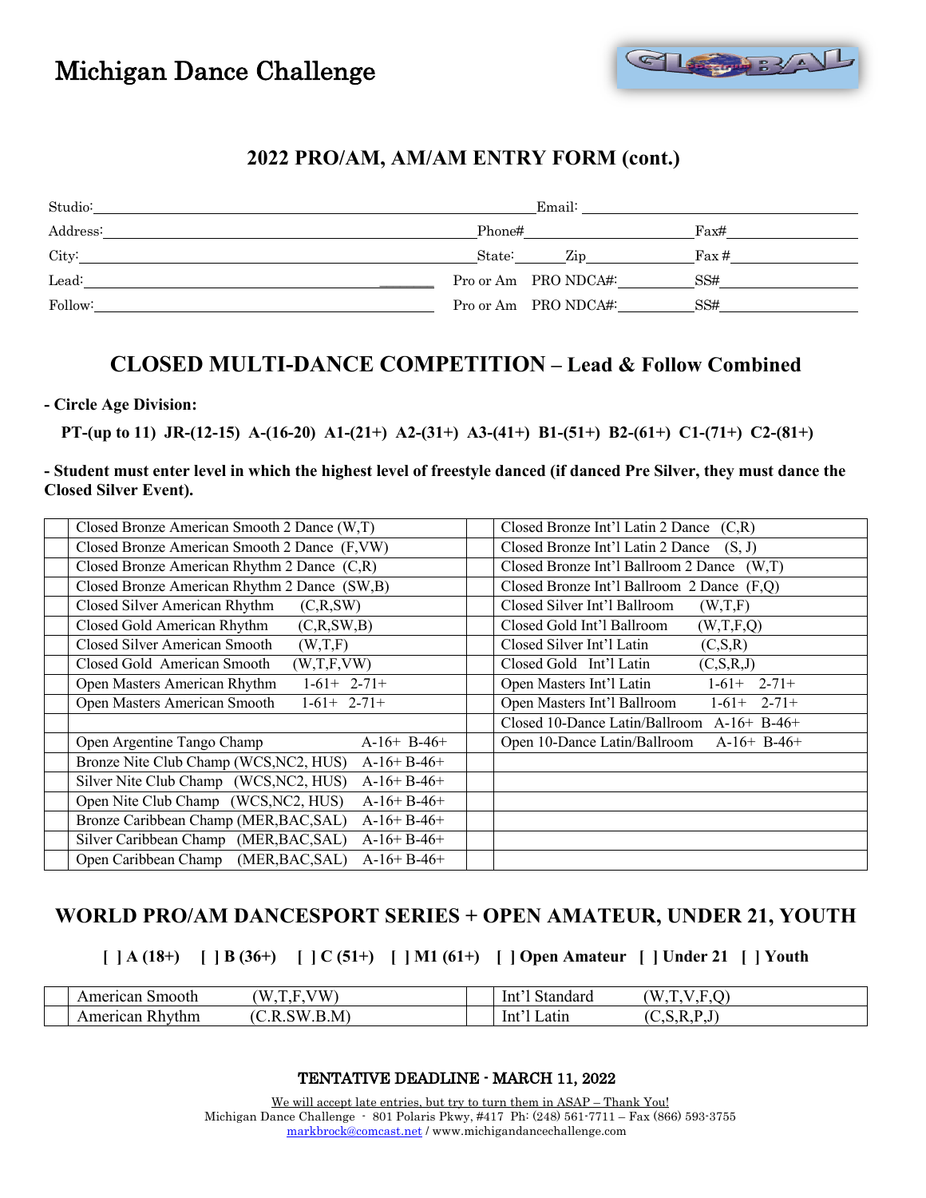# Michigan Dance Challenge

## 2022 PRO/AM, AM/AM ENTRY FORM (cont.)

Studio:\_\_\_\_\_\_\_\_\_\_\_\_\_\_\_\_\_\_\_\_\_\_\_\_\_\_\_\_\_\_\_\_\_\_\_\_\_\_ Email: \_\_\_\_\_\_\_\_\_\_\_\_\_\_\_\_\_\_\_\_\_\_\_\_

Address:\_\_\_\_\_\_\_\_\_\_\_\_\_\_\_\_\_\_\_\_\_\_\_\_\_\_\_\_\_\_\_\_\_\_ Phone#\_\_\_\_\_\_\_\_\_\_\_\_\_\_ Fax#\_\_\_\_\_\_\_\_\_\_\_\_

City:\_\_\_\_\_\_\_\_\_\_\_\_\_\_\_\_\_\_\_\_\_\_\_\_\_\_\_\_\_\_\_\_\_\_\_\_ State:\_\_\_\_\_ Zip\_\_\_\_\_\_\_\_\_ Fax #\_\_\_\_\_\_\_\_\_\_\_\_

Lead:\_\_\_\_\_\_\_\_\_\_\_\_\_\_\_\_\_\_\_\_\_\_\_\_\_\_\_\_\_\_\_\_\_\_\_\_ Pro or Am PRO NDCA#:\_\_\_\_\_\_\_\_ SS#\_\_\_\_\_\_\_\_\_\_\_\_

Follow:\_\_\_\_\_\_\_\_\_\_\_\_\_\_\_\_\_\_\_\_\_\_\_\_\_\_\_\_\_\_\_\_\_\_ Pro or Am PRO NDCA#:\_\_\_\_\_\_\_\_ SS#\_\_\_\_\_\_\_\_\_\_\_\_

## CLOSED MULTI-DANCE COMPETITION – Lead & Follow Combined

**- Circle Age Division:**

**PT-(up to 11) JR-(12-15) A-(16-20) A1-(21+) A2-(31+) A3-(41+) B1-(51+) B2-(61+) C1-(71+) C2-(81+)**

**- Student must enter level in which the highest level of freestyle danced (if danced Pre Silver, they must dance the Closed Silver Event).**

| | | | |
|---|---|---|---|
| | Closed Bronze American Smooth 2 Dance (W,T) | | Closed Bronze Int'l Latin 2 Dance (C,R) |
| | Closed Bronze American Smooth 2 Dance (F,VW) | | Closed Bronze Int'l Latin 2 Dance (S, J) |
| | Closed Bronze American Rhythm 2 Dance (C,R) | | Closed Bronze Int'l Ballroom 2 Dance (W,T) |
| | Closed Bronze American Rhythm 2 Dance (SW,B) | | Closed Bronze Int'l Ballroom 2 Dance (F,Q) |
| | Closed Silver American Rhythm (C,R,SW) | | Closed Silver Int'l Ballroom (W,T,F) |
| | Closed Gold American Rhythm (C,R,SW,B) | | Closed Gold Int'l Ballroom (W,T,F,Q) |
| | Closed Silver American Smooth (W,T,F) | | Closed Silver Int'l Latin (C,S,R) |
| | Closed Gold American Smooth (W,T,F,VW) | | Closed Gold Int'l Latin (C,S,R,J) |
| | Open Masters American Rhythm 1-61+ 2-71+ | | Open Masters Int'l Latin 1-61+ 2-71+ |
| | Open Masters American Smooth 1-61+ 2-71+ | | Open Masters Int'l Ballroom 1-61+ 2-71+ |
| | | | Closed 10-Dance Latin/Ballroom A-16+ B-46+ |
| | Open Argentine Tango Champ A-16+ B-46+ | | Open 10-Dance Latin/Ballroom A-16+ B-46+ |
| | Bronze Nite Club Champ (WCS,NC2, HUS) A-16+ B-46+ | | |
| | Silver Nite Club Champ (WCS,NC2, HUS) A-16+ B-46+ | | |
| | Open Nite Club Champ (WCS,NC2, HUS) A-16+ B-46+ | | |
| | Bronze Caribbean Champ (MER,BAC,SAL) A-16+ B-46+ | | |
| | Silver Caribbean Champ (MER,BAC,SAL) A-16+ B-46+ | | |
| | Open Caribbean Champ (MER,BAC,SAL) A-16+ B-46+ | | |

## WORLD PRO/AM DANCESPORT SERIES + OPEN AMATEUR, UNDER 21, YOUTH

**[ ] A (18+) [ ] B (36+) [ ] C (51+) [ ] M1 (61+) [ ] Open Amateur [ ] Under 21 [ ] Youth**

| | | | |
|---|---|---|---|
| | American Smooth (W,T,F,VW) | | Int'l Standard (W,T,V,F,Q) |
| | American Rhythm (C.R.SW.B.M) | | Int'l Latin (C,S,R,P,J) |

**TENTATIVE DEADLINE - MARCH 11, 2022**

We will accept late entries, but try to turn them in ASAP – Thank You!

Michigan Dance Challenge - 801 Polaris Pkwy, #417 Ph: (248) 561-7711 – Fax (866) 593-3755

markbrock@comcast.net / www.michigandancechallenge.com